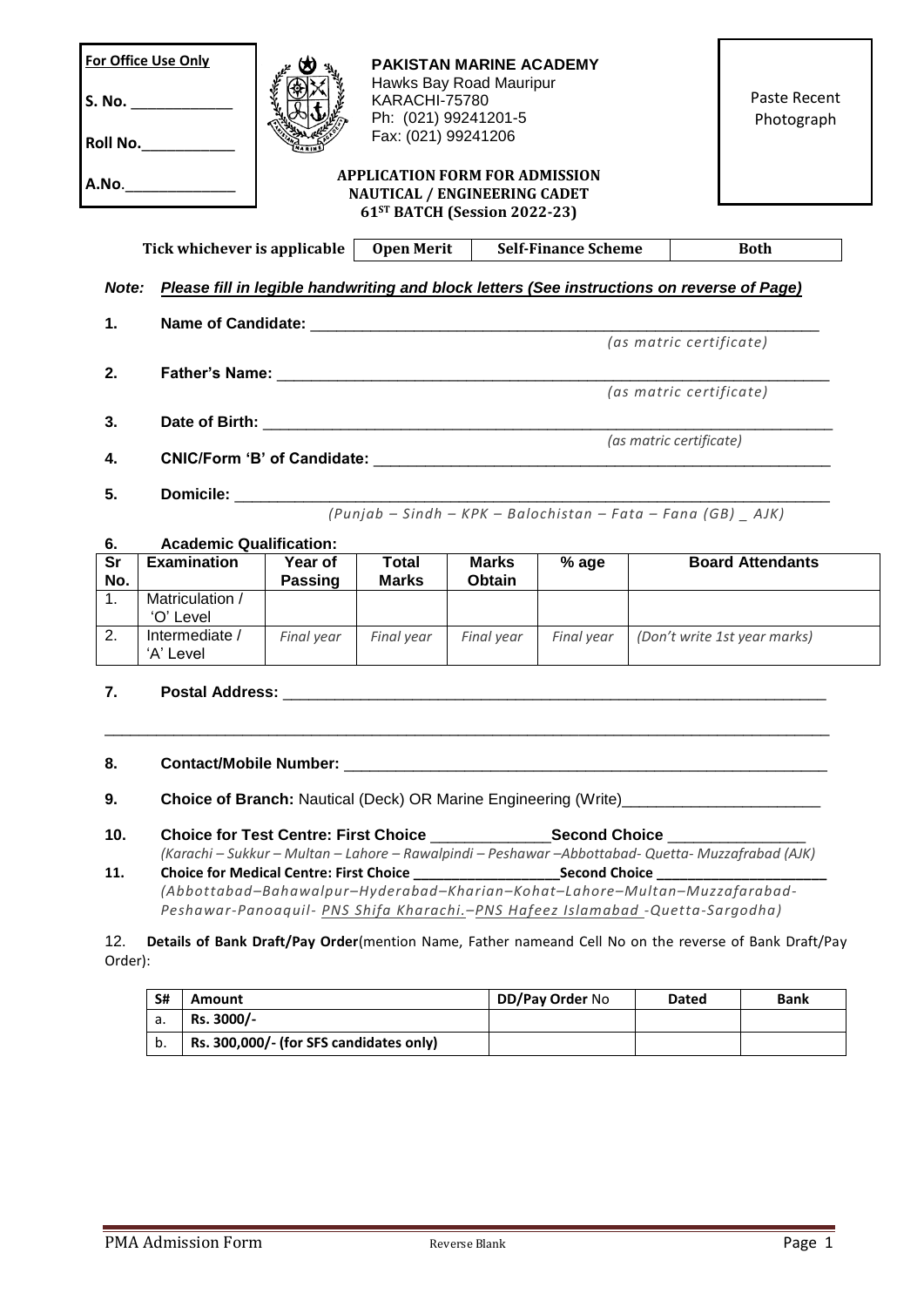**For Office Use Only**

**S. No.** ____________

**Roll No.**___________

**A.No.**_____________

**PAKISTAN MARINE ACADEMY**
Hawks Bay Road Mauripur
KARACHI-75780
Ph: (021) 99241201-5
Fax: (021) 99241206

Paste Recent Photograph

**APPLICATION FORM FOR ADMISSION**
**NAUTICAL / ENGINEERING CADET**
**61ST BATCH (Session 2022-23)**

| Tick whichever is applicable | Open Merit | Self-Finance Scheme | Both |
|---|---|---|---|

***Note:*** ***Please fill in legible handwriting and block letters (See instructions on reverse of Page)***

**1. Name of Candidate:** _______________________________________________
*(as matric certificate)*

**2. Father's Name:** _______________________________________________
*(as matric certificate)*

**3. Date of Birth:** _______________________________________________
*(as matric certificate)*

**4. CNIC/Form 'B' of Candidate:** _______________________________________________

**5. Domicile:** _______________________________________________
*(Punjab – Sindh – KPK – Balochistan – Fata – Fana (GB) _ AJK)*

**6. Academic Qualification:**

| Sr No. | Examination | Year of Passing | Total Marks | Marks Obtain | % age | Board Attendants |
|---|---|---|---|---|---|---|
| 1. | Matriculation / 'O' Level | | | | | |
| 2. | Intermediate / 'A' Level | *Final year* | *Final year* | *Final year* | *Final year* | *(Don't write 1st year marks)* |

**7. Postal Address:** _______________________________________________

_______________________________________________

**8. Contact/Mobile Number:** _______________________________________________

**9. Choice of Branch:** Nautical (Deck) OR Marine Engineering (Write)_______________________

**10. Choice for Test Centre: First Choice** ______________ **Second Choice** ________________
*(Karachi – Sukkur – Multan – Lahore – Rawalpindi – Peshawar –Abbottabad- Quetta- Muzzafrabad (AJK)*

**11. Choice for Medical Centre: First Choice** ___________________ **Second Choice** ______________________
*(Abbottabad–Bahawalpur–Hyderabad–Kharian–Kohat–Lahore–Multan–Muzzafarabad-Peshawar-Panoaquil- PNS Shifa Kharachi.–PNS Hafeez Islamabad -Quetta-Sargodha)*

12. **Details of Bank Draft/Pay Order**(mention Name, Father nameand Cell No on the reverse of Bank Draft/Pay Order):

| S# | Amount | DD/Pay Order No | Dated | Bank |
|---|---|---|---|---|
| a. | **Rs. 3000/-** | | | |
| b. | **Rs. 300,000/- (for SFS candidates only)** | | | |

PMA Admission Form — Reverse Blank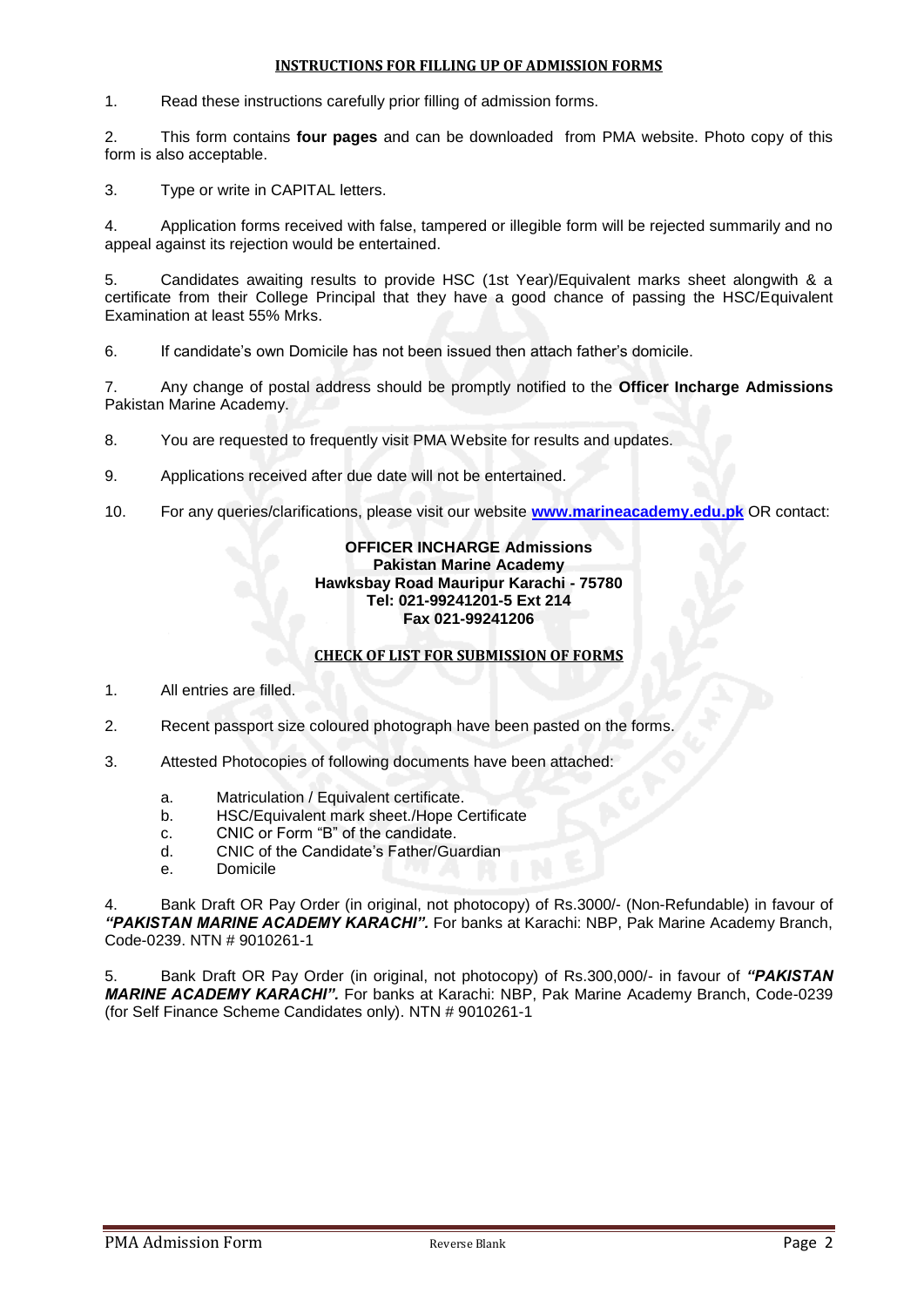## INSTRUCTIONS FOR FILLING UP OF ADMISSION FORMS

1. Read these instructions carefully prior filling of admission forms.

2. This form contains **four pages** and can be downloaded from PMA website. Photo copy of this form is also acceptable.

3. Type or write in CAPITAL letters.

4. Application forms received with false, tampered or illegible form will be rejected summarily and no appeal against its rejection would be entertained.

5. Candidates awaiting results to provide HSC (1st Year)/Equivalent marks sheet alongwith & a certificate from their College Principal that they have a good chance of passing the HSC/Equivalent Examination at least 55% Mrks.

6. If candidate's own Domicile has not been issued then attach father's domicile.

7. Any change of postal address should be promptly notified to the **Officer Incharge Admissions** Pakistan Marine Academy.

8. You are requested to frequently visit PMA Website for results and updates.

9. Applications received after due date will not be entertained.

10. For any queries/clarifications, please visit our website **www.marineacademy.edu.pk** OR contact:

**OFFICER INCHARGE Admissions**
**Pakistan Marine Academy**
**Hawksbay Road Mauripur Karachi - 75780**
**Tel: 021-99241201-5 Ext 214**
**Fax 021-99241206**

## CHECK OF LIST FOR SUBMISSION OF FORMS

1. All entries are filled.

2. Recent passport size coloured photograph have been pasted on the forms.

3. Attested Photocopies of following documents have been attached:

   a. Matriculation / Equivalent certificate.
   b. HSC/Equivalent mark sheet./Hope Certificate
   c. CNIC or Form "B" of the candidate.
   d. CNIC of the Candidate's Father/Guardian
   e. Domicile

4. Bank Draft OR Pay Order (in original, not photocopy) of Rs.3000/- (Non-Refundable) in favour of ***"PAKISTAN MARINE ACADEMY KARACHI".*** For banks at Karachi: NBP, Pak Marine Academy Branch, Code-0239. NTN # 9010261-1

5. Bank Draft OR Pay Order (in original, not photocopy) of Rs.300,000/- in favour of ***"PAKISTAN MARINE ACADEMY KARACHI".*** For banks at Karachi: NBP, Pak Marine Academy Branch, Code-0239 (for Self Finance Scheme Candidates only). NTN # 9010261-1

Reverse Blank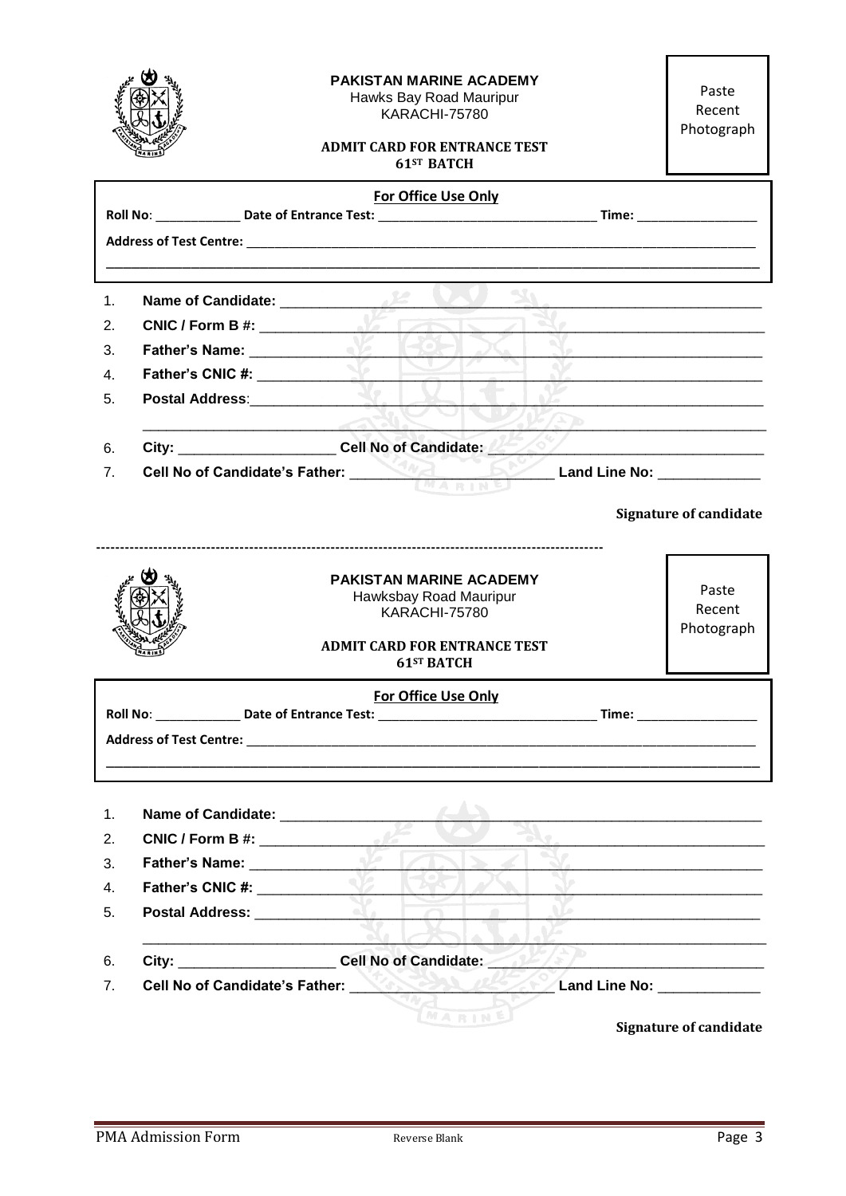**PAKISTAN MARINE ACADEMY**
Hawks Bay Road Mauripur
KARACHI-75780

**ADMIT CARD FOR ENTRANCE TEST**
**61ST BATCH**

Paste Recent Photograph

**For Office Use Only**

**Roll No**: ____________ **Date of Entrance Test:** ______________________________ **Time:** ________________

**Address of Test Centre:** ______________________________________________________________________________

___________________________________________________________________________________________________

1. **Name of Candidate:** ________________________________________________________________
2. **CNIC / Form B #:** __________________________________________________________________
3. **Father's Name:** ____________________________________________________________________
4. **Father's CNIC #:** ___________________________________________________________________
5. **Postal Address**:____________________________________________________________________

   ___________________________________________________________________________________
6. **City:** ___________________ **Cell No of Candidate:** _______________________________________
7. **Cell No of Candidate's Father:** _________________________ **Land Line No:** _____________

**Signature of candidate**

-----------------------------------------------------------------------------------------------------

**PAKISTAN MARINE ACADEMY**
Hawksbay Road Mauripur
KARACHI-75780

**ADMIT CARD FOR ENTRANCE TEST**
**61ST BATCH**

Paste Recent Photograph

**For Office Use Only**

**Roll No**: ____________ **Date of Entrance Test:** ______________________________ **Time:** ________________

**Address of Test Centre:** ______________________________________________________________________________

___________________________________________________________________________________________________

1. **Name of Candidate:** ________________________________________________________________
2. **CNIC / Form B #:** __________________________________________________________________
3. **Father's Name:** ____________________________________________________________________
4. **Father's CNIC #:** ___________________________________________________________________
5. **Postal Address:** ___________________________________________________________________

   ___________________________________________________________________________________
6. **City:** ___________________ **Cell No of Candidate:** _______________________________________
7. **Cell No of Candidate's Father:** _________________________ **Land Line No:** _____________

**Signature of candidate**

Reverse Blank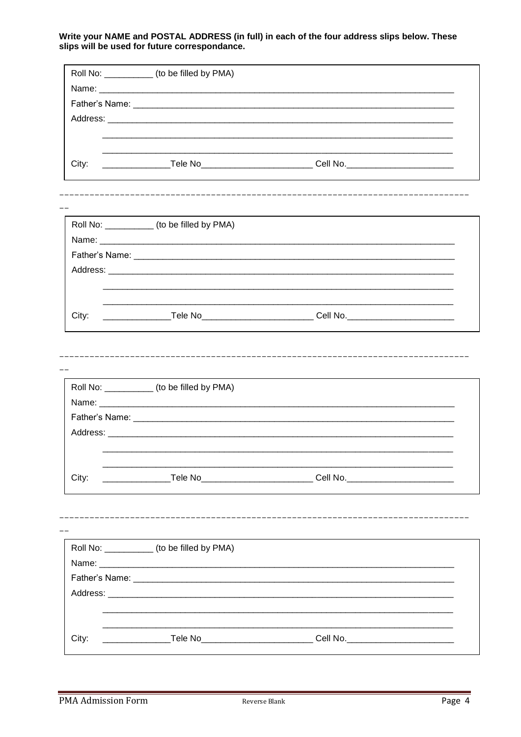**Write your NAME and POSTAL ADDRESS (in full) in each of the four address slips below. These slips will be used for future correspondance.**

Roll No: __________ (to be filled by PMA)

Name: ___________________________________________________________________________

Father's Name: ______________________________________________________________________

Address: _________________________________________________________________________

___________________________________________________________________________

___________________________________________________________________________

City: ______________Tele No_______________________ Cell No.______________________

------------------------------------------------------------------------------

--

Roll No: __________ (to be filled by PMA)

Name: ___________________________________________________________________________

Father's Name: ______________________________________________________________________

Address: _________________________________________________________________________

___________________________________________________________________________

___________________________________________________________________________

City: ______________Tele No_______________________ Cell No.______________________

------------------------------------------------------------------------------

--

Roll No: __________ (to be filled by PMA)

Name: ___________________________________________________________________________

Father's Name: ______________________________________________________________________

Address: _________________________________________________________________________

___________________________________________________________________________

___________________________________________________________________________

City: ______________Tele No_______________________ Cell No.______________________

------------------------------------------------------------------------------

--

Roll No: __________ (to be filled by PMA)

Name: ___________________________________________________________________________

Father's Name: ______________________________________________________________________

Address: _________________________________________________________________________

___________________________________________________________________________

___________________________________________________________________________

City: ______________Tele No_______________________ Cell No.______________________

Reverse Blank